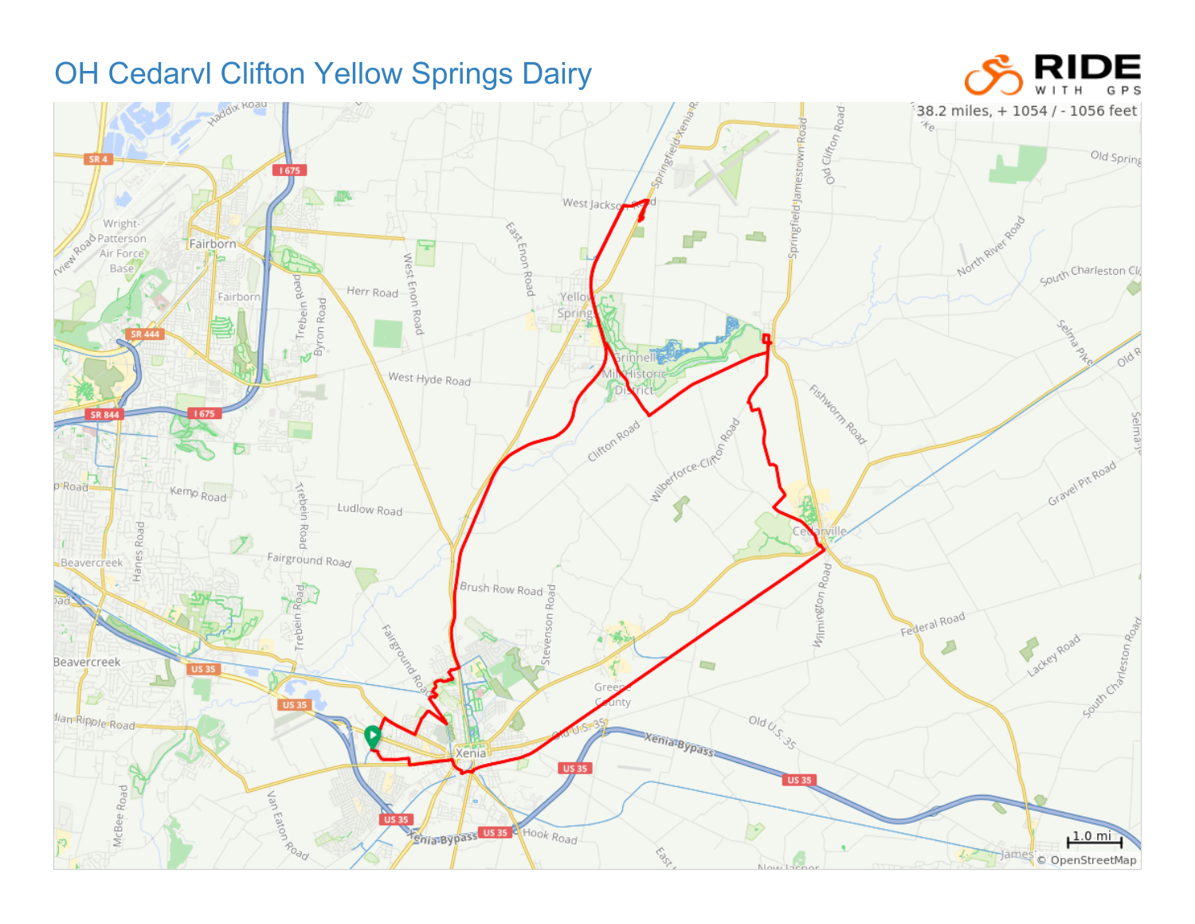# OH Cedarvl Clifton Yellow Springs Dairy

38.2 miles, + 1054 / - 1056 feet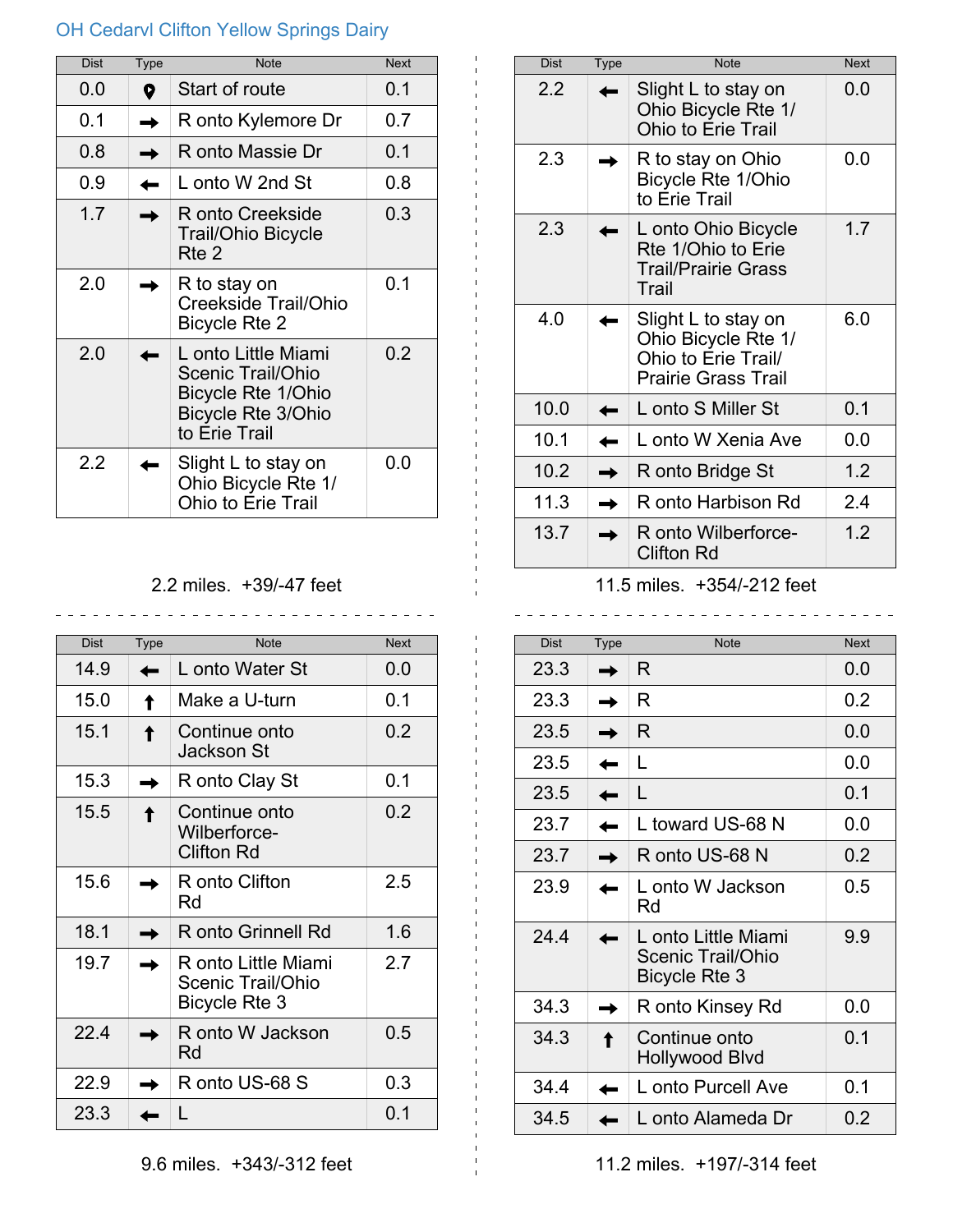OH Cedarvl Clifton Yellow Springs Dairy

| Dist | Type | Note | Next |
|---|---|---|---|
| 0.0 | 📍 | Start of route | 0.1 |
| 0.1 | → | R onto Kylemore Dr | 0.7 |
| 0.8 | → | R onto Massie Dr | 0.1 |
| 0.9 | ← | L onto W 2nd St | 0.8 |
| 1.7 | → | R onto Creekside Trail/Ohio Bicycle Rte 2 | 0.3 |
| 2.0 | → | R to stay on Creekside Trail/Ohio Bicycle Rte 2 | 0.1 |
| 2.0 | ← | L onto Little Miami Scenic Trail/Ohio Bicycle Rte 1/Ohio Bicycle Rte 3/Ohio to Erie Trail | 0.2 |
| 2.2 | ← | Slight L to stay on Ohio Bicycle Rte 1/ Ohio to Erie Trail | 0.0 |

2.2 miles. +39/-47 feet

| Dist | Type | Note | Next |
|---|---|---|---|
| 2.2 | ← | Slight L to stay on Ohio Bicycle Rte 1/ Ohio to Erie Trail | 0.0 |
| 2.3 | → | R to stay on Ohio Bicycle Rte 1/Ohio to Erie Trail | 0.0 |
| 2.3 | ← | L onto Ohio Bicycle Rte 1/Ohio to Erie Trail/Prairie Grass Trail | 1.7 |
| 4.0 | ← | Slight L to stay on Ohio Bicycle Rte 1/ Ohio to Erie Trail/ Prairie Grass Trail | 6.0 |
| 10.0 | ← | L onto S Miller St | 0.1 |
| 10.1 | ← | L onto W Xenia Ave | 0.0 |
| 10.2 | → | R onto Bridge St | 1.2 |
| 11.3 | → | R onto Harbison Rd | 2.4 |
| 13.7 | → | R onto Wilberforce-Clifton Rd | 1.2 |

11.5 miles. +354/-212 feet

| Dist | Type | Note | Next |
|---|---|---|---|
| 14.9 | ← | L onto Water St | 0.0 |
| 15.0 | ↑ | Make a U-turn | 0.1 |
| 15.1 | ↑ | Continue onto Jackson St | 0.2 |
| 15.3 | → | R onto Clay St | 0.1 |
| 15.5 | ↑ | Continue onto Wilberforce-Clifton Rd | 0.2 |
| 15.6 | → | R onto Clifton Rd | 2.5 |
| 18.1 | → | R onto Grinnell Rd | 1.6 |
| 19.7 | → | R onto Little Miami Scenic Trail/Ohio Bicycle Rte 3 | 2.7 |
| 22.4 | → | R onto W Jackson Rd | 0.5 |
| 22.9 | → | R onto US-68 S | 0.3 |
| 23.3 | ← | L | 0.1 |

9.6 miles. +343/-312 feet

| Dist | Type | Note | Next |
|---|---|---|---|
| 23.3 | → | R | 0.0 |
| 23.3 | → | R | 0.2 |
| 23.5 | → | R | 0.0 |
| 23.5 | ← | L | 0.0 |
| 23.5 | ← | L | 0.1 |
| 23.7 | ← | L toward US-68 N | 0.0 |
| 23.7 | → | R onto US-68 N | 0.2 |
| 23.9 | ← | L onto W Jackson Rd | 0.5 |
| 24.4 | ← | L onto Little Miami Scenic Trail/Ohio Bicycle Rte 3 | 9.9 |
| 34.3 | → | R onto Kinsey Rd | 0.0 |
| 34.3 | ↑ | Continue onto Hollywood Blvd | 0.1 |
| 34.4 | ← | L onto Purcell Ave | 0.1 |
| 34.5 | ← | L onto Alameda Dr | 0.2 |

11.2 miles. +197/-314 feet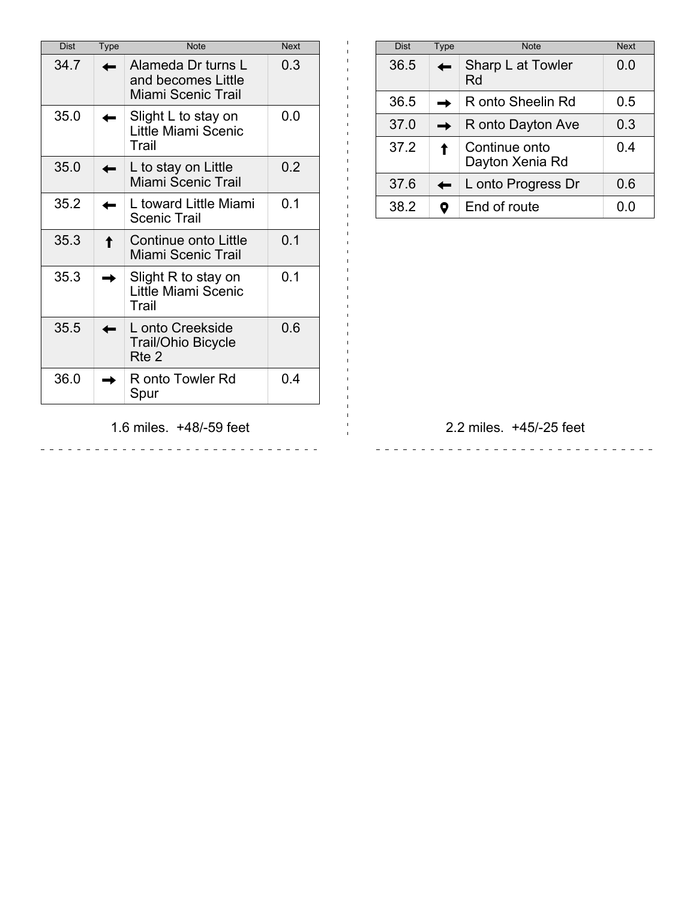| Dist | Type | Note | Next |
| --- | --- | --- | --- |
| 34.7 | ← | Alameda Dr turns L and becomes Little Miami Scenic Trail | 0.3 |
| 35.0 | ← | Slight L to stay on Little Miami Scenic Trail | 0.0 |
| 35.0 | ← | L to stay on Little Miami Scenic Trail | 0.2 |
| 35.2 | ← | L toward Little Miami Scenic Trail | 0.1 |
| 35.3 | ↑ | Continue onto Little Miami Scenic Trail | 0.1 |
| 35.3 | → | Slight R to stay on Little Miami Scenic Trail | 0.1 |
| 35.5 | ← | L onto Creekside Trail/Ohio Bicycle Rte 2 | 0.6 |
| 36.0 | → | R onto Towler Rd Spur | 0.4 |

1.6 miles. +48/-59 feet

| Dist | Type | Note | Next |
| --- | --- | --- | --- |
| 36.5 | ← | Sharp L at Towler Rd | 0.0 |
| 36.5 | → | R onto Sheelin Rd | 0.5 |
| 37.0 | → | R onto Dayton Ave | 0.3 |
| 37.2 | ↑ | Continue onto Dayton Xenia Rd | 0.4 |
| 37.6 | ← | L onto Progress Dr | 0.6 |
| 38.2 | | End of route | 0.0 |

2.2 miles. +45/-25 feet